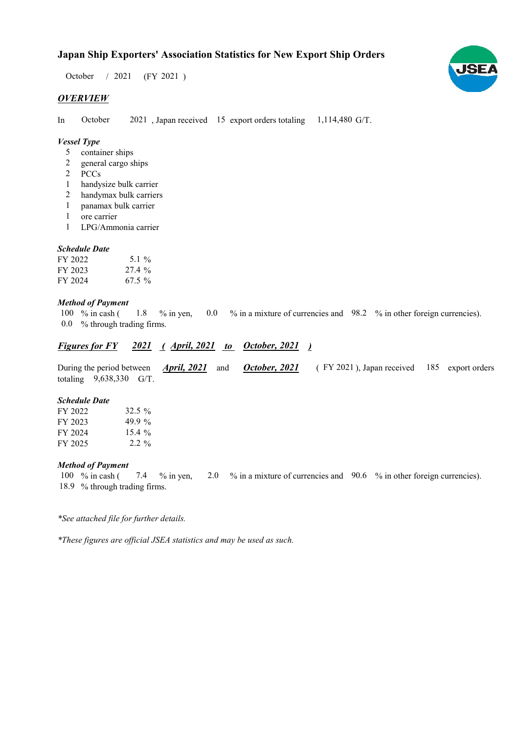# Japan Ship Exporters' Association Statistics for New Export Ship Orders

October / 2021 (FY 2021 )

## *OVERVIEW*

In October 2021 , Japan received 15 export orders totaling 1,114,480 G/T.

### *Vessel Type*

- 5 container ships
- 2 general cargo ships
- 2 PCCs
- 1 handysize bulk carrier
- 2 handymax bulk carriers
- 1 panamax bulk carrier
- 1 ore carrier
- 1 LPG/Ammonia carrier

### *Schedule Date*

| | |
|---|---|
| FY 2022 | 5.1 % |
| FY 2023 | 27.4 % |
| FY 2024 | 67.5 % |

### *Method of Payment*

100 % in cash ( 1.8 % in yen, 0.0 % in a mixture of currencies and 98.2 % in other foreign currencies).
0.0 % through trading firms.

## ***Figures for FY 2021 ( April, 2021 to October, 2021 )***

During the period between ***April, 2021*** and ***October, 2021*** ( FY 2021 ), Japan received 185 export orders totaling 9,638,330 G/T.

### *Schedule Date*

| | |
|---|---|
| FY 2022 | 32.5 % |
| FY 2023 | 49.9 % |
| FY 2024 | 15.4 % |
| FY 2025 | 2.2 % |

### *Method of Payment*

100 % in cash ( 7.4 % in yen, 2.0 % in a mixture of currencies and 90.6 % in other foreign currencies).
18.9 % through trading firms.

*\*See attached file for further details.*

*\*These figures are official JSEA statistics and may be used as such.*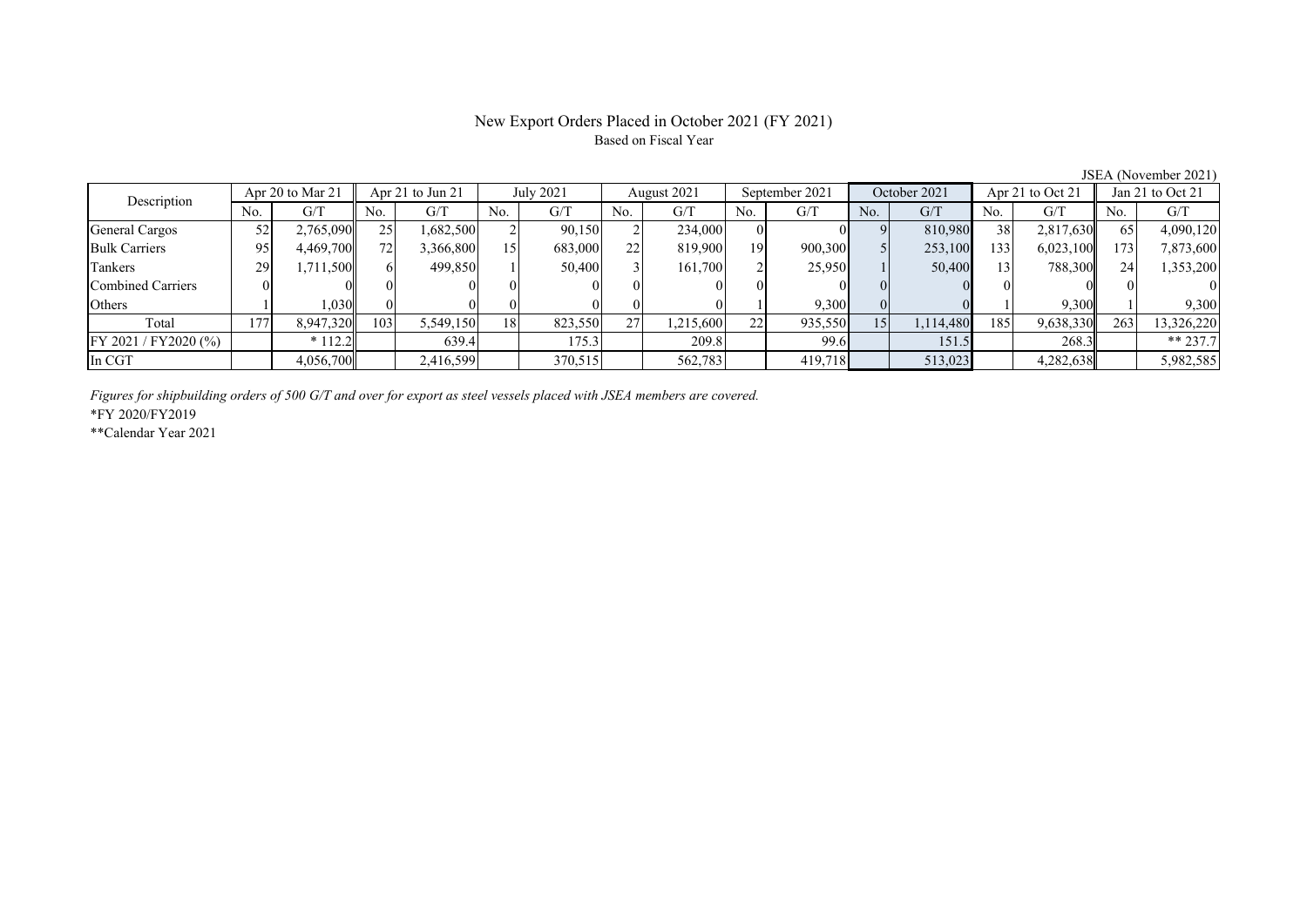# New Export Orders Placed in October 2021 (FY 2021)

Based on Fiscal Year

JSEA (November 2021)

| Description | Apr 20 to Mar 21 | | Apr 21 to Jun 21 | | July 2021 | | August 2021 | | September 2021 | | October 2021 | | Apr 21 to Oct 21 | | Jan 21 to Oct 21 | |
|---|---|---|---|---|---|---|---|---|---|---|---|---|---|---|---|---|
| | No. | G/T | No. | G/T | No. | G/T | No. | G/T | No. | G/T | No. | G/T | No. | G/T | No. | G/T |
| General Cargos | 52 | 2,765,090 | 25 | 1,682,500 | 2 | 90,150 | 2 | 234,000 | 0 | 0 | 9 | 810,980 | 38 | 2,817,630 | 65 | 4,090,120 |
| Bulk Carriers | 95 | 4,469,700 | 72 | 3,366,800 | 15 | 683,000 | 22 | 819,900 | 19 | 900,300 | 5 | 253,100 | 133 | 6,023,100 | 173 | 7,873,600 |
| Tankers | 29 | 1,711,500 | 6 | 499,850 | 1 | 50,400 | 3 | 161,700 | 2 | 25,950 | 1 | 50,400 | 13 | 788,300 | 24 | 1,353,200 |
| Combined Carriers | 0 | 0 | 0 | 0 | 0 | 0 | 0 | 0 | 0 | 0 | 0 | 0 | 0 | 0 | 0 | 0 |
| Others | 1 | 1,030 | 0 | 0 | 0 | 0 | 0 | 0 | 1 | 9,300 | 0 | 0 | 1 | 9,300 | 1 | 9,300 |
| Total | 177 | 8,947,320 | 103 | 5,549,150 | 18 | 823,550 | 27 | 1,215,600 | 22 | 935,550 | 15 | 1,114,480 | 185 | 9,638,330 | 263 | 13,326,220 |
| FY 2021 / FY2020 (%) | | * 112.2 | | 639.4 | | 175.3 | | 209.8 | | 99.6 | | 151.5 | | 268.3 | | ** 237.7 |
| In CGT | | 4,056,700 | | 2,416,599 | | 370,515 | | 562,783 | | 419,718 | | 513,023 | | 4,282,638 | | 5,982,585 |

*Figures for shipbuilding orders of 500 G/T and over for export as steel vessels placed with JSEA members are covered.*

*FY 2020/FY2019

**Calendar Year 2021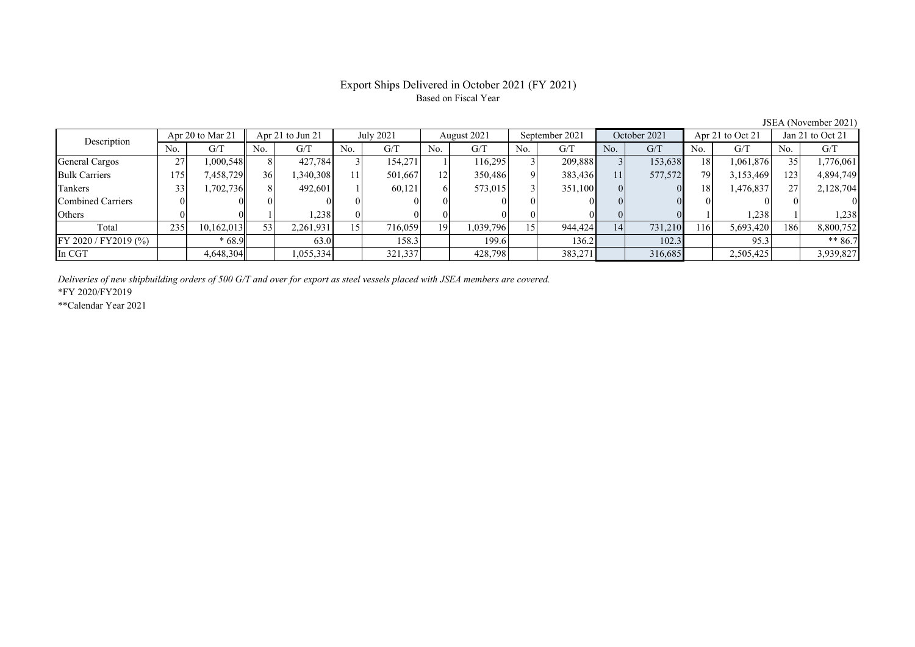# Export Ships Delivered in October 2021 (FY 2021)

Based on Fiscal Year

JSEA (November 2021)

| Description | Apr 20 to Mar 21 | | Apr 21 to Jun 21 | | July 2021 | | August 2021 | | September 2021 | | October 2021 | | Apr 21 to Oct 21 | | Jan 21 to Oct 21 | |
|---|---|---|---|---|---|---|---|---|---|---|---|---|---|---|---|---|
| | No. | G/T | No. | G/T | No. | G/T | No. | G/T | No. | G/T | No. | G/T | No. | G/T | No. | G/T |
| General Cargos | 27 | 1,000,548 | 8 | 427,784 | 3 | 154,271 | 1 | 116,295 | 3 | 209,888 | 3 | 153,638 | 18 | 1,061,876 | 35 | 1,776,061 |
| Bulk Carriers | 175 | 7,458,729 | 36 | 1,340,308 | 11 | 501,667 | 12 | 350,486 | 9 | 383,436 | 11 | 577,572 | 79 | 3,153,469 | 123 | 4,894,749 |
| Tankers | 33 | 1,702,736 | 8 | 492,601 | 1 | 60,121 | 6 | 573,015 | 3 | 351,100 | 0 | 0 | 18 | 1,476,837 | 27 | 2,128,704 |
| Combined Carriers | 0 | 0 | 0 | 0 | 0 | 0 | 0 | 0 | 0 | 0 | 0 | 0 | 0 | 0 | 0 | 0 |
| Others | 0 | 0 | 1 | 1,238 | 0 | 0 | 0 | 0 | 0 | 0 | 0 | 0 | 1 | 1,238 | 1 | 1,238 |
| Total | 235 | 10,162,013 | 53 | 2,261,931 | 15 | 716,059 | 19 | 1,039,796 | 15 | 944,424 | 14 | 731,210 | 116 | 5,693,420 | 186 | 8,800,752 |
| FY 2020 / FY2019 (%) | | * 68.9 | | 63.0 | | 158.3 | | 199.6 | | 136.2 | | 102.3 | | 95.3 | | ** 86.7 |
| In CGT | | 4,648,304 | | 1,055,334 | | 321,337 | | 428,798 | | 383,271 | | 316,685 | | 2,505,425 | | 3,939,827 |

*Deliveries of new shipbuilding orders of 500 G/T and over for export as steel vessels placed with JSEA members are covered.*

*FY 2020/FY2019

**Calendar Year 2021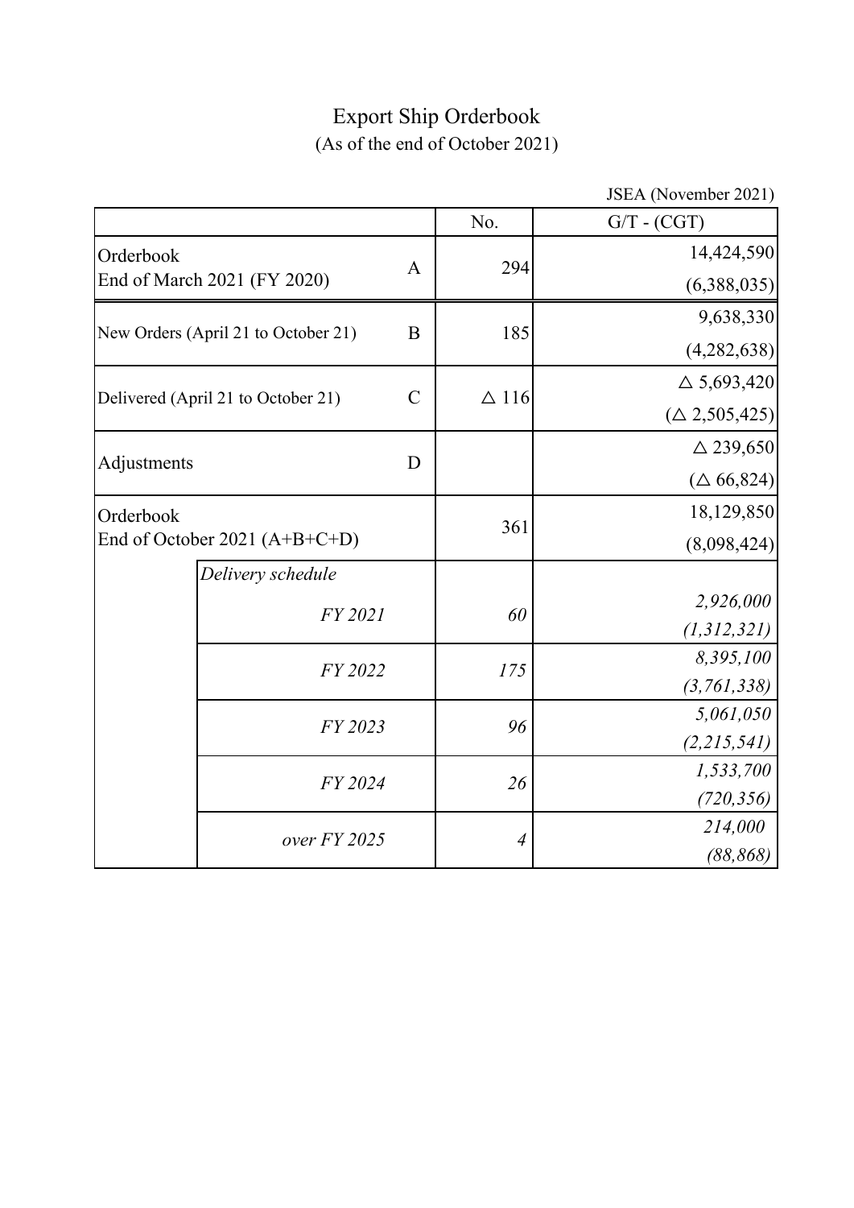# Export Ship Orderbook

(As of the end of October 2021)

JSEA (November 2021)

| | | | No. | G/T - (CGT) |
|---|---|---|---|---|
| Orderbook<br>End of March 2021 (FY 2020) | | A | 294 | 14,424,590<br>(6,388,035) |
| New Orders (April 21 to October 21) | | B | 185 | 9,638,330<br>(4,282,638) |
| Delivered (April 21 to October 21) | | C | △ 116 | △ 5,693,420<br>(△ 2,505,425) |
| Adjustments | | D | | △ 239,650<br>(△ 66,824) |
| Orderbook<br>End of October 2021 (A+B+C+D) | | | 361 | 18,129,850<br>(8,098,424) |
| | *Delivery schedule* | | | |
| | *FY 2021* | | *60* | *2,926,000*<br>*(1,312,321)* |
| | *FY 2022* | | *175* | *8,395,100*<br>*(3,761,338)* |
| | *FY 2023* | | *96* | *5,061,050*<br>*(2,215,541)* |
| | *FY 2024* | | *26* | *1,533,700*<br>*(720,356)* |
| | *over FY 2025* | | *4* | *214,000*<br>*(88,868)* |